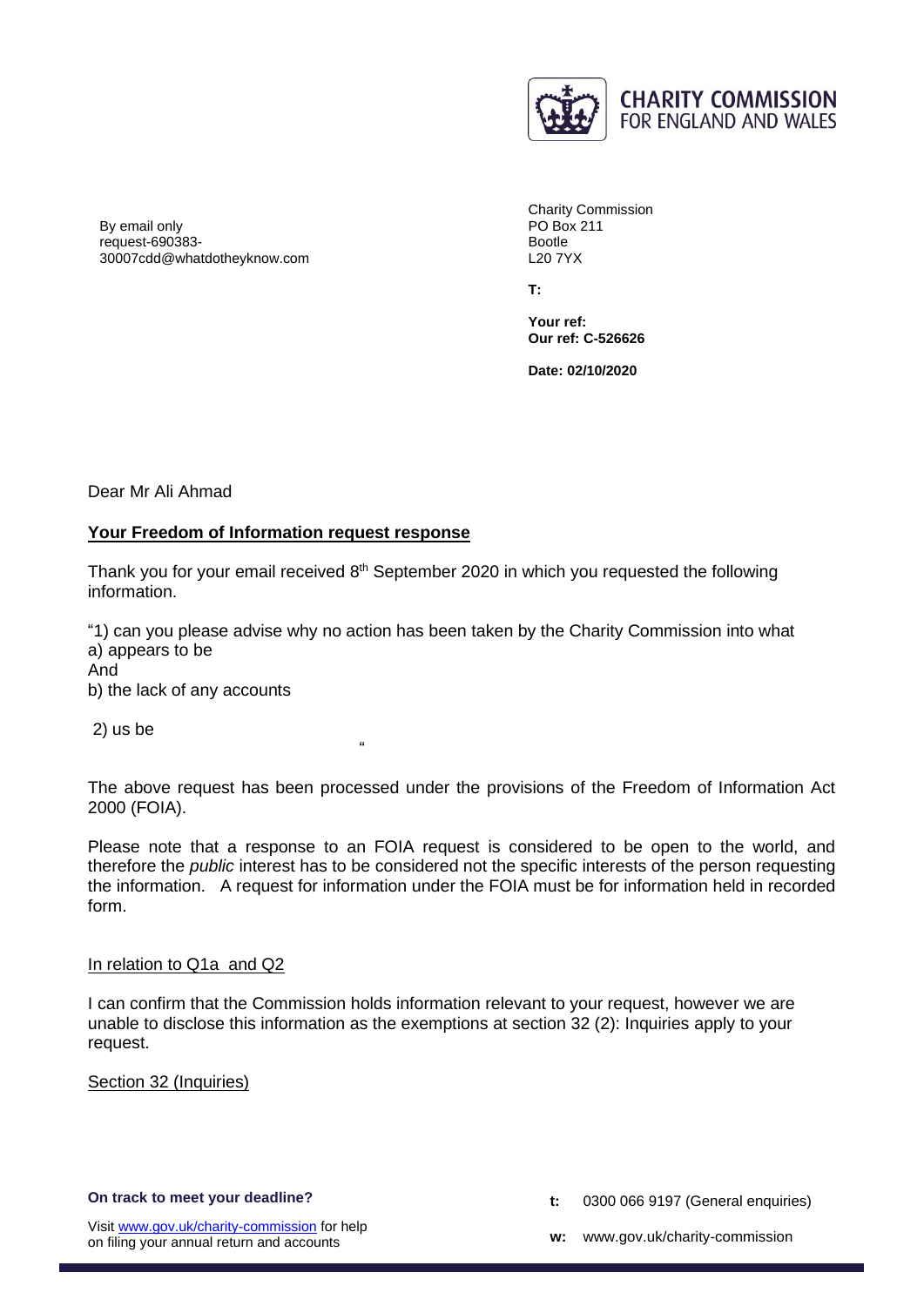CHARITY COMMISSION
FOR ENGLAND AND WALES

By email only
request-690383-30007cdd@whatdotheyknow.com

Charity Commission
PO Box 211
Bootle
L20 7YX

**T:**

**Your ref:**
**Our ref: C-526626**

**Date: 02/10/2020**

Dear Mr Ali Ahmad

**Your Freedom of Information request response**

Thank you for your email received 8th September 2020 in which you requested the following information.

"1) can you please advise why no action has been taken by the Charity Commission into what
a) appears to be
And
b) the lack of any accounts

2) us be

"

The above request has been processed under the provisions of the Freedom of Information Act 2000 (FOIA).

Please note that a response to an FOIA request is considered to be open to the world, and therefore the *public* interest has to be considered not the specific interests of the person requesting the information. A request for information under the FOIA must be for information held in recorded form.

In relation to Q1a and Q2

I can confirm that the Commission holds information relevant to your request, however we are unable to disclose this information as the exemptions at section 32 (2): Inquiries apply to your request.

Section 32 (Inquiries)

**On track to meet your deadline?**

Visit www.gov.uk/charity-commission for help on filing your annual return and accounts

**t:** 0300 066 9197 (General enquiries)

**w:** www.gov.uk/charity-commission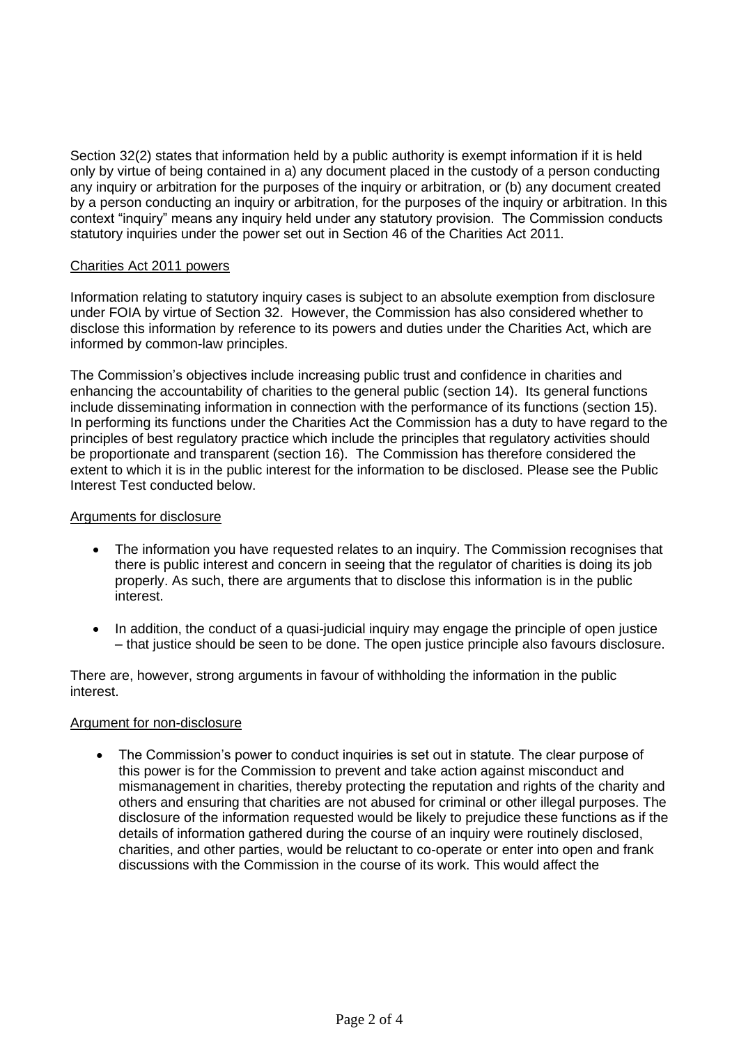Section 32(2) states that information held by a public authority is exempt information if it is held only by virtue of being contained in a) any document placed in the custody of a person conducting any inquiry or arbitration for the purposes of the inquiry or arbitration, or (b) any document created by a person conducting an inquiry or arbitration, for the purposes of the inquiry or arbitration. In this context "inquiry" means any inquiry held under any statutory provision. The Commission conducts statutory inquiries under the power set out in Section 46 of the Charities Act 2011.

<u>Charities Act 2011 powers</u>

Information relating to statutory inquiry cases is subject to an absolute exemption from disclosure under FOIA by virtue of Section 32. However, the Commission has also considered whether to disclose this information by reference to its powers and duties under the Charities Act, which are informed by common-law principles.

The Commission's objectives include increasing public trust and confidence in charities and enhancing the accountability of charities to the general public (section 14). Its general functions include disseminating information in connection with the performance of its functions (section 15). In performing its functions under the Charities Act the Commission has a duty to have regard to the principles of best regulatory practice which include the principles that regulatory activities should be proportionate and transparent (section 16). The Commission has therefore considered the extent to which it is in the public interest for the information to be disclosed. Please see the Public Interest Test conducted below.

<u>Arguments for disclosure</u>

- The information you have requested relates to an inquiry. The Commission recognises that there is public interest and concern in seeing that the regulator of charities is doing its job properly. As such, there are arguments that to disclose this information is in the public interest.
- In addition, the conduct of a quasi-judicial inquiry may engage the principle of open justice – that justice should be seen to be done. The open justice principle also favours disclosure.

There are, however, strong arguments in favour of withholding the information in the public interest.

<u>Argument for non-disclosure</u>

- The Commission's power to conduct inquiries is set out in statute. The clear purpose of this power is for the Commission to prevent and take action against misconduct and mismanagement in charities, thereby protecting the reputation and rights of the charity and others and ensuring that charities are not abused for criminal or other illegal purposes. The disclosure of the information requested would be likely to prejudice these functions as if the details of information gathered during the course of an inquiry were routinely disclosed, charities, and other parties, would be reluctant to co-operate or enter into open and frank discussions with the Commission in the course of its work. This would affect the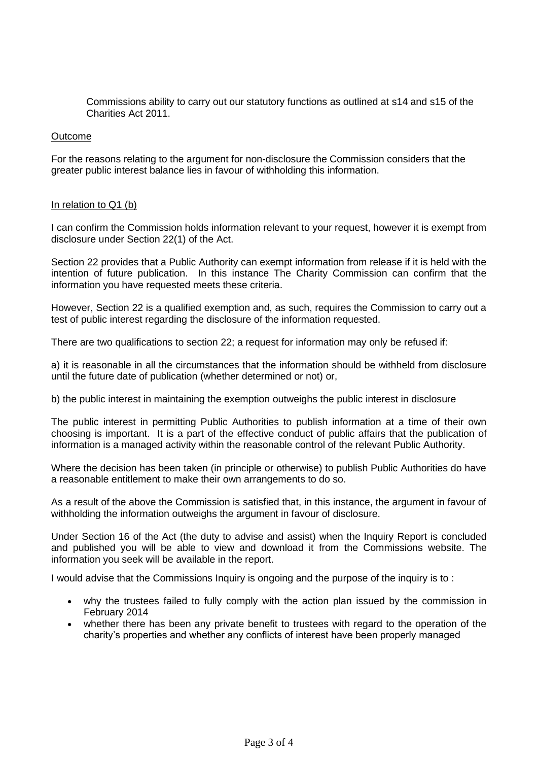Commissions ability to carry out our statutory functions as outlined at s14 and s15 of the Charities Act 2011.

<u>Outcome</u>

For the reasons relating to the argument for non-disclosure the Commission considers that the greater public interest balance lies in favour of withholding this information.

<u>In relation to Q1 (b)</u>

I can confirm the Commission holds information relevant to your request, however it is exempt from disclosure under Section 22(1) of the Act.

Section 22 provides that a Public Authority can exempt information from release if it is held with the intention of future publication. In this instance The Charity Commission can confirm that the information you have requested meets these criteria.

However, Section 22 is a qualified exemption and, as such, requires the Commission to carry out a test of public interest regarding the disclosure of the information requested.

There are two qualifications to section 22; a request for information may only be refused if:

a) it is reasonable in all the circumstances that the information should be withheld from disclosure until the future date of publication (whether determined or not) or,

b) the public interest in maintaining the exemption outweighs the public interest in disclosure

The public interest in permitting Public Authorities to publish information at a time of their own choosing is important. It is a part of the effective conduct of public affairs that the publication of information is a managed activity within the reasonable control of the relevant Public Authority.

Where the decision has been taken (in principle or otherwise) to publish Public Authorities do have a reasonable entitlement to make their own arrangements to do so.

As a result of the above the Commission is satisfied that, in this instance, the argument in favour of withholding the information outweighs the argument in favour of disclosure.

Under Section 16 of the Act (the duty to advise and assist) when the Inquiry Report is concluded and published you will be able to view and download it from the Commissions website. The information you seek will be available in the report.

I would advise that the Commissions Inquiry is ongoing and the purpose of the inquiry is to :

- why the trustees failed to fully comply with the action plan issued by the commission in February 2014
- whether there has been any private benefit to trustees with regard to the operation of the charity's properties and whether any conflicts of interest have been properly managed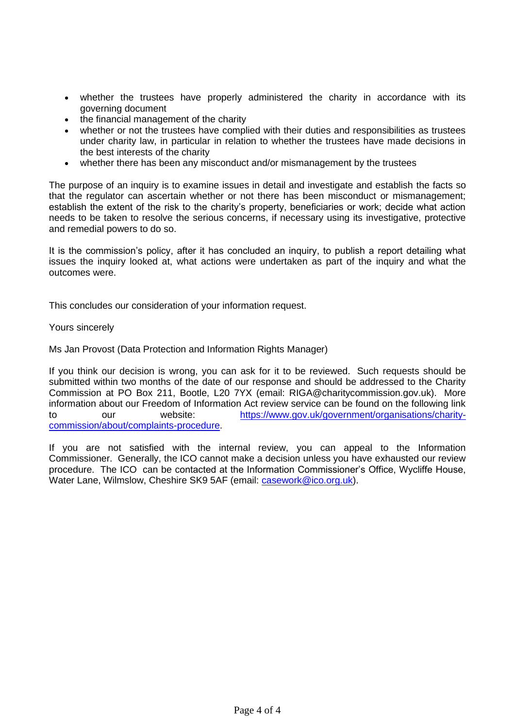- whether the trustees have properly administered the charity in accordance with its governing document
- the financial management of the charity
- whether or not the trustees have complied with their duties and responsibilities as trustees under charity law, in particular in relation to whether the trustees have made decisions in the best interests of the charity
- whether there has been any misconduct and/or mismanagement by the trustees

The purpose of an inquiry is to examine issues in detail and investigate and establish the facts so that the regulator can ascertain whether or not there has been misconduct or mismanagement; establish the extent of the risk to the charity's property, beneficiaries or work; decide what action needs to be taken to resolve the serious concerns, if necessary using its investigative, protective and remedial powers to do so.

It is the commission's policy, after it has concluded an inquiry, to publish a report detailing what issues the inquiry looked at, what actions were undertaken as part of the inquiry and what the outcomes were.

This concludes our consideration of your information request.

Yours sincerely

Ms Jan Provost (Data Protection and Information Rights Manager)

If you think our decision is wrong, you can ask for it to be reviewed. Such requests should be submitted within two months of the date of our response and should be addressed to the Charity Commission at PO Box 211, Bootle, L20 7YX (email: RIGA@charitycommission.gov.uk). More information about our Freedom of Information Act review service can be found on the following link to our website: [https://www.gov.uk/government/organisations/charity-commission/about/complaints-procedure](https://www.gov.uk/government/organisations/charity-commission/about/complaints-procedure).

If you are not satisfied with the internal review, you can appeal to the Information Commissioner. Generally, the ICO cannot make a decision unless you have exhausted our review procedure. The ICO can be contacted at the Information Commissioner's Office, Wycliffe House, Water Lane, Wilmslow, Cheshire SK9 5AF (email: [casework@ico.org.uk](mailto:casework@ico.org.uk)).